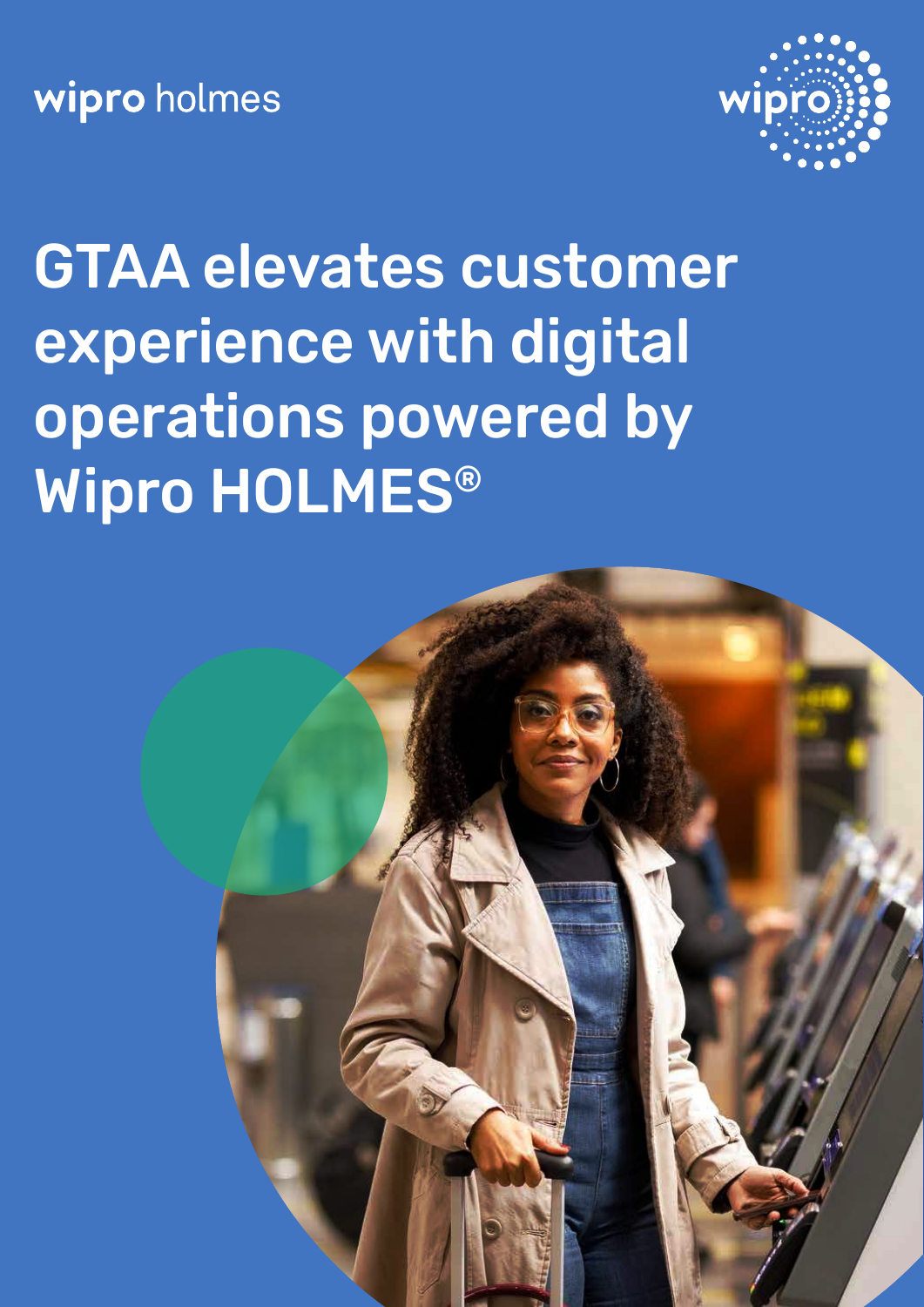wipro holmes

# GTAA elevates customer experience with digital operations powered by Wipro HOLMES®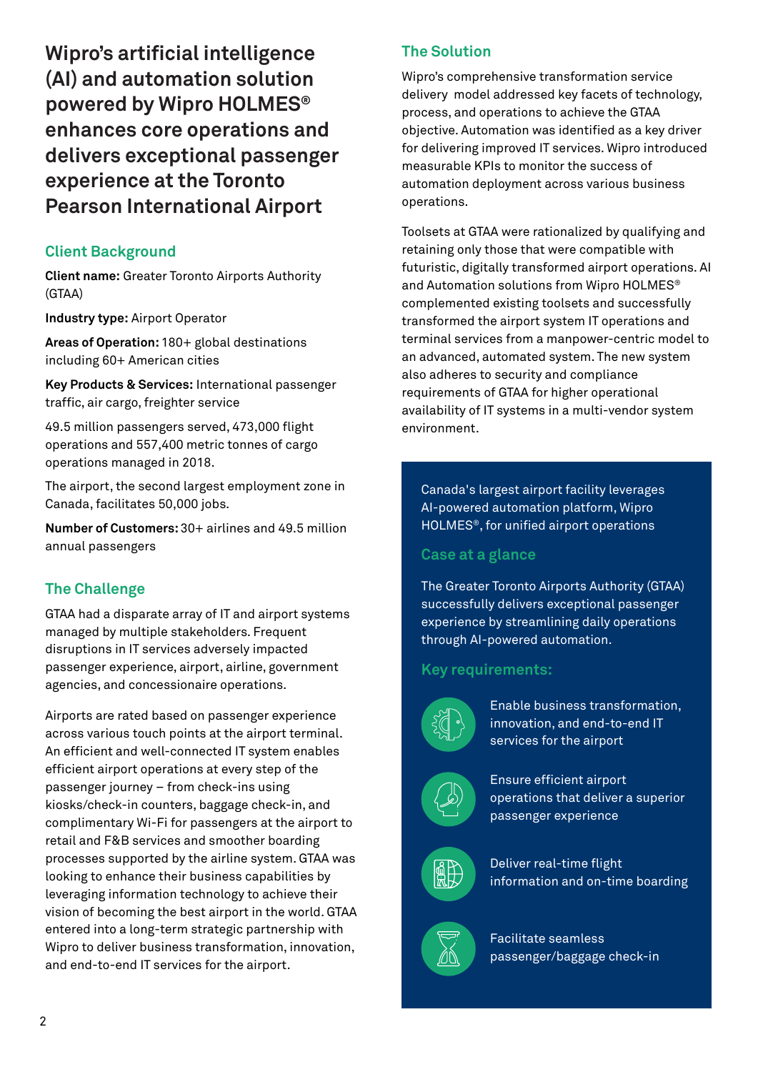# Wipro's artificial intelligence (AI) and automation solution powered by Wipro HOLMES® enhances core operations and delivers exceptional passenger experience at the Toronto Pearson International Airport

## Client Background

**Client name:** Greater Toronto Airports Authority (GTAA)

**Industry type:** Airport Operator

**Areas of Operation:** 180+ global destinations including 60+ American cities

**Key Products & Services:** International passenger traffic, air cargo, freighter service

49.5 million passengers served, 473,000 flight operations and 557,400 metric tonnes of cargo operations managed in 2018.

The airport, the second largest employment zone in Canada, facilitates 50,000 jobs.

**Number of Customers:** 30+ airlines and 49.5 million annual passengers

## The Challenge

GTAA had a disparate array of IT and airport systems managed by multiple stakeholders. Frequent disruptions in IT services adversely impacted passenger experience, airport, airline, government agencies, and concessionaire operations.

Airports are rated based on passenger experience across various touch points at the airport terminal. An efficient and well-connected IT system enables efficient airport operations at every step of the passenger journey – from check-ins using kiosks/check-in counters, baggage check-in, and complimentary Wi-Fi for passengers at the airport to retail and F&B services and smoother boarding processes supported by the airline system. GTAA was looking to enhance their business capabilities by leveraging information technology to achieve their vision of becoming the best airport in the world. GTAA entered into a long-term strategic partnership with Wipro to deliver business transformation, innovation, and end-to-end IT services for the airport.

## The Solution

Wipro's comprehensive transformation service delivery model addressed key facets of technology, process, and operations to achieve the GTAA objective. Automation was identified as a key driver for delivering improved IT services. Wipro introduced measurable KPIs to monitor the success of automation deployment across various business operations.

Toolsets at GTAA were rationalized by qualifying and retaining only those that were compatible with futuristic, digitally transformed airport operations. AI and Automation solutions from Wipro HOLMES® complemented existing toolsets and successfully transformed the airport system IT operations and terminal services from a manpower-centric model to an advanced, automated system. The new system also adheres to security and compliance requirements of GTAA for higher operational availability of IT systems in a multi-vendor system environment.

Canada's largest airport facility leverages AI-powered automation platform, Wipro HOLMES®, for unified airport operations

### Case at a glance

The Greater Toronto Airports Authority (GTAA) successfully delivers exceptional passenger experience by streamlining daily operations through AI-powered automation.

### Key requirements:

- Enable business transformation, innovation, and end-to-end IT services for the airport
- Ensure efficient airport operations that deliver a superior passenger experience
- Deliver real-time flight information and on-time boarding
- Facilitate seamless passenger/baggage check-in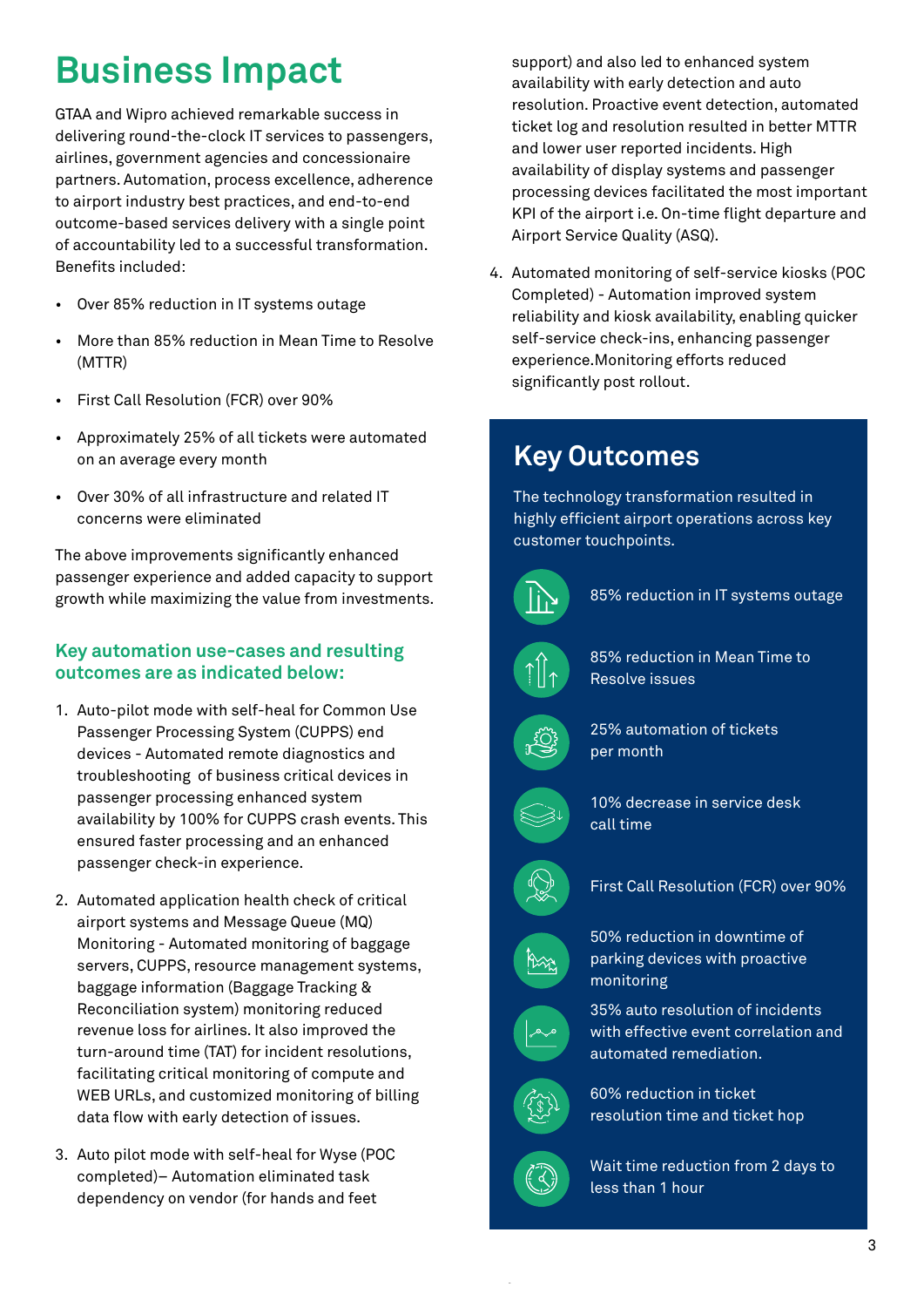# Business Impact

GTAA and Wipro achieved remarkable success in delivering round-the-clock IT services to passengers, airlines, government agencies and concessionaire partners. Automation, process excellence, adherence to airport industry best practices, and end-to-end outcome-based services delivery with a single point of accountability led to a successful transformation. Benefits included:

- Over 85% reduction in IT systems outage
- More than 85% reduction in Mean Time to Resolve (MTTR)
- First Call Resolution (FCR) over 90%
- Approximately 25% of all tickets were automated on an average every month
- Over 30% of all infrastructure and related IT concerns were eliminated

The above improvements significantly enhanced passenger experience and added capacity to support growth while maximizing the value from investments.

### Key automation use-cases and resulting outcomes are as indicated below:

1. Auto-pilot mode with self-heal for Common Use Passenger Processing System (CUPPS) end devices - Automated remote diagnostics and troubleshooting of business critical devices in passenger processing enhanced system availability by 100% for CUPPS crash events. This ensured faster processing and an enhanced passenger check-in experience.

2. Automated application health check of critical airport systems and Message Queue (MQ) Monitoring - Automated monitoring of baggage servers, CUPPS, resource management systems, baggage information (Baggage Tracking & Reconciliation system) monitoring reduced revenue loss for airlines. It also improved the turn-around time (TAT) for incident resolutions, facilitating critical monitoring of compute and WEB URLs, and customized monitoring of billing data flow with early detection of issues.

3. Auto pilot mode with self-heal for Wyse (POC completed)– Automation eliminated task dependency on vendor (for hands and feet support) and also led to enhanced system availability with early detection and auto resolution. Proactive event detection, automated ticket log and resolution resulted in better MTTR and lower user reported incidents. High availability of display systems and passenger processing devices facilitated the most important KPI of the airport i.e. On-time flight departure and Airport Service Quality (ASQ).

4. Automated monitoring of self-service kiosks (POC Completed) - Automation improved system reliability and kiosk availability, enabling quicker self-service check-ins, enhancing passenger experience.Monitoring efforts reduced significantly post rollout.

## Key Outcomes

The technology transformation resulted in highly efficient airport operations across key customer touchpoints.

- 85% reduction in IT systems outage
- 85% reduction in Mean Time to Resolve issues
- 25% automation of tickets per month
- 10% decrease in service desk call time
- First Call Resolution (FCR) over 90%
- 50% reduction in downtime of parking devices with proactive monitoring
- 35% auto resolution of incidents with effective event correlation and automated remediation.
- 60% reduction in ticket resolution time and ticket hop
- Wait time reduction from 2 days to less than 1 hour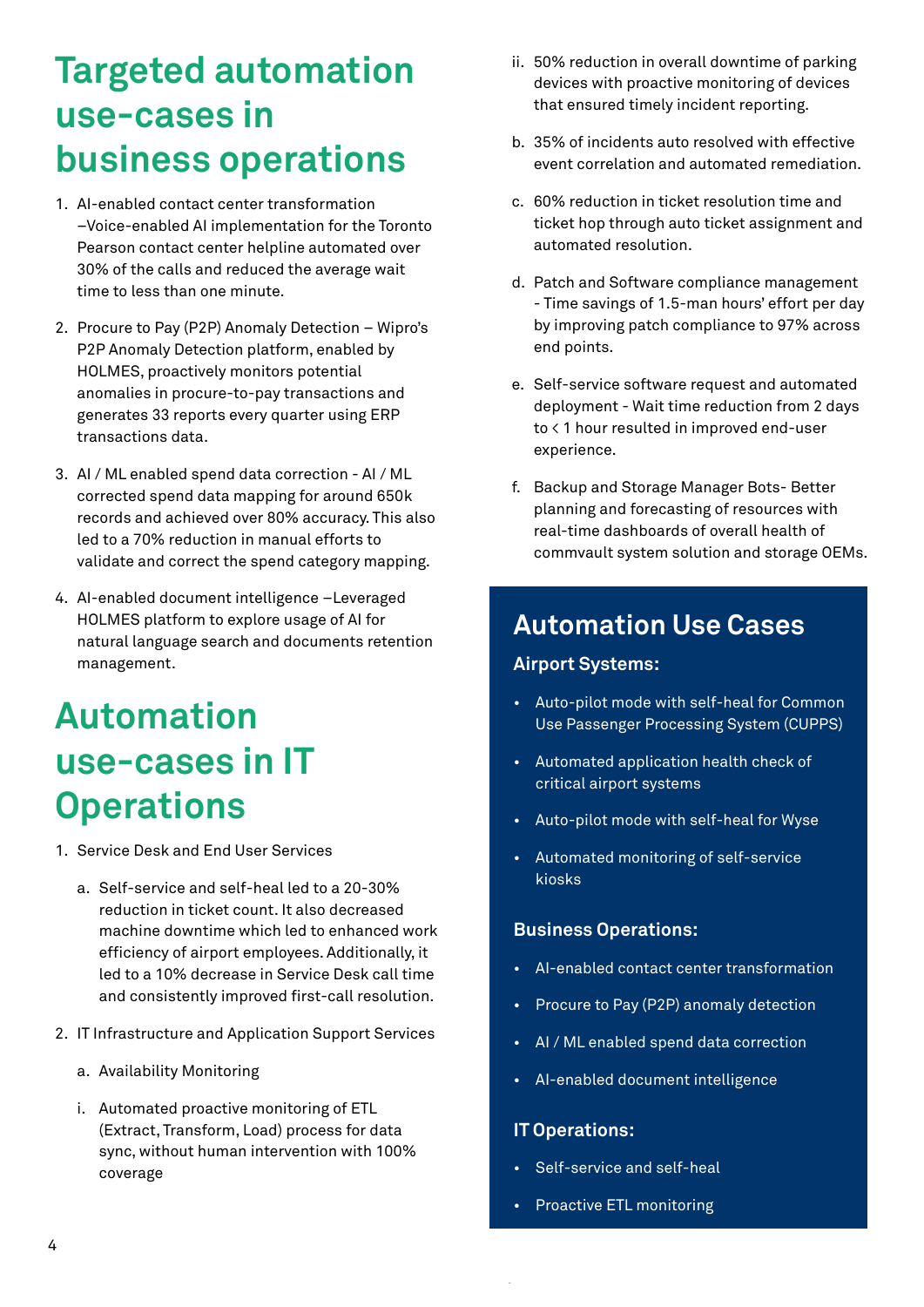# Targeted automation use-cases in business operations

1. AI-enabled contact center transformation –Voice-enabled AI implementation for the Toronto Pearson contact center helpline automated over 30% of the calls and reduced the average wait time to less than one minute.

2. Procure to Pay (P2P) Anomaly Detection – Wipro's P2P Anomaly Detection platform, enabled by HOLMES, proactively monitors potential anomalies in procure-to-pay transactions and generates 33 reports every quarter using ERP transactions data.

3. AI / ML enabled spend data correction - AI / ML corrected spend data mapping for around 650k records and achieved over 80% accuracy. This also led to a 70% reduction in manual efforts to validate and correct the spend category mapping.

4. AI-enabled document intelligence –Leveraged HOLMES platform to explore usage of AI for natural language search and documents retention management.

# Automation use-cases in IT Operations

1. Service Desk and End User Services

   a. Self-service and self-heal led to a 20-30% reduction in ticket count. It also decreased machine downtime which led to enhanced work efficiency of airport employees. Additionally, it led to a 10% decrease in Service Desk call time and consistently improved first-call resolution.

2. IT Infrastructure and Application Support Services

   a. Availability Monitoring

      i. Automated proactive monitoring of ETL (Extract, Transform, Load) process for data sync, without human intervention with 100% coverage

      ii. 50% reduction in overall downtime of parking devices with proactive monitoring of devices that ensured timely incident reporting.

   b. 35% of incidents auto resolved with effective event correlation and automated remediation.

   c. 60% reduction in ticket resolution time and ticket hop through auto ticket assignment and automated resolution.

   d. Patch and Software compliance management - Time savings of 1.5-man hours' effort per day by improving patch compliance to 97% across end points.

   e. Self-service software request and automated deployment - Wait time reduction from 2 days to < 1 hour resulted in improved end-user experience.

   f. Backup and Storage Manager Bots- Better planning and forecasting of resources with real-time dashboards of overall health of commvault system solution and storage OEMs.

## Automation Use Cases

### Airport Systems:

- Auto-pilot mode with self-heal for Common Use Passenger Processing System (CUPPS)
- Automated application health check of critical airport systems
- Auto-pilot mode with self-heal for Wyse
- Automated monitoring of self-service kiosks

### Business Operations:

- AI-enabled contact center transformation
- Procure to Pay (P2P) anomaly detection
- AI / ML enabled spend data correction
- AI-enabled document intelligence

### IT Operations:

- Self-service and self-heal
- Proactive ETL monitoring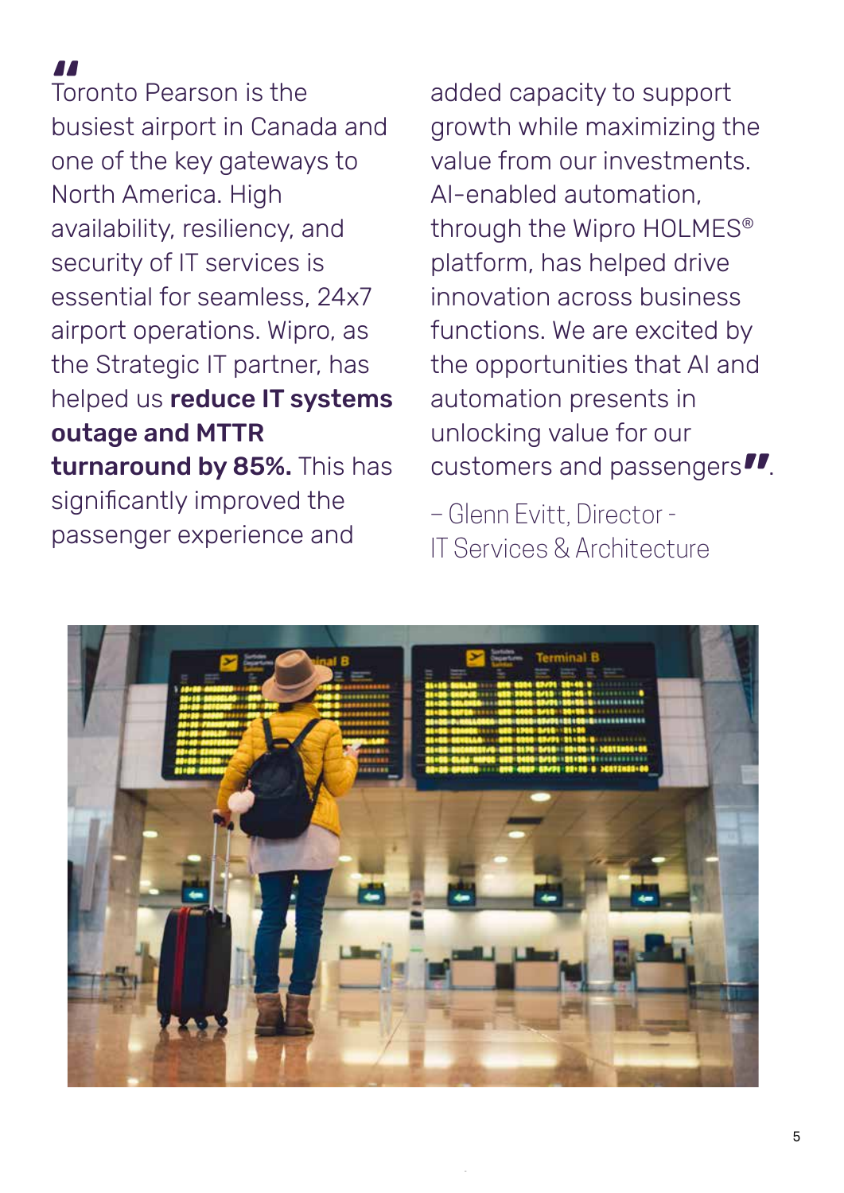"Toronto Pearson is the busiest airport in Canada and one of the key gateways to North America. High availability, resiliency, and security of IT services is essential for seamless, 24x7 airport operations. Wipro, as the Strategic IT partner, has helped us **reduce IT systems outage and MTTR turnaround by 85%.** This has significantly improved the passenger experience and added capacity to support growth while maximizing the value from our investments. AI-enabled automation, through the Wipro HOLMES® platform, has helped drive innovation across business functions. We are excited by the opportunities that AI and automation presents in unlocking value for our customers and passengers".

– Glenn Evitt, Director - IT Services & Architecture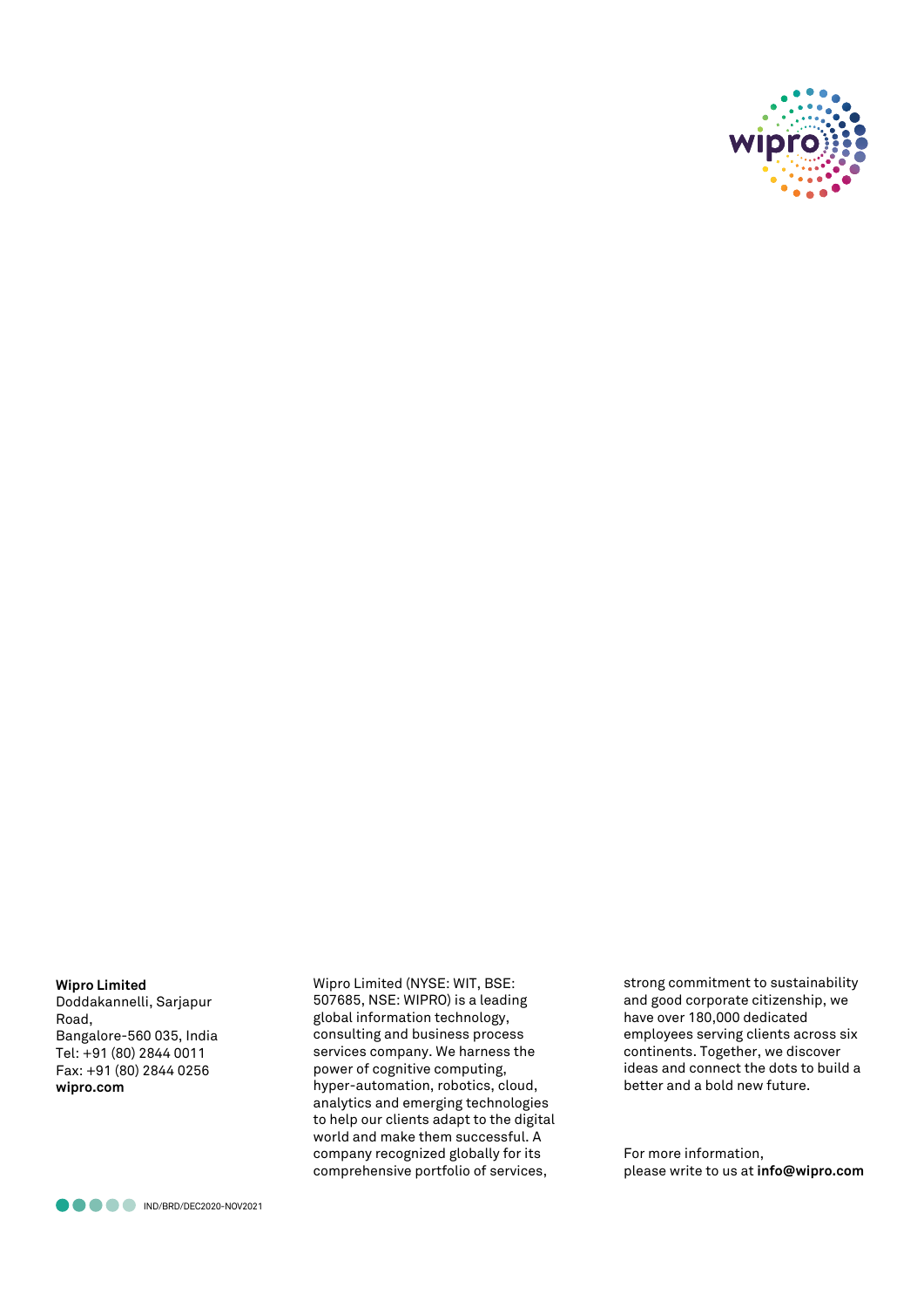**Wipro Limited**
Doddakannelli, Sarjapur Road,
Bangalore-560 035, India
Tel: +91 (80) 2844 0011
Fax: +91 (80) 2844 0256
**wipro.com**

Wipro Limited (NYSE: WIT, BSE: 507685, NSE: WIPRO) is a leading global information technology, consulting and business process services company. We harness the power of cognitive computing, hyper-automation, robotics, cloud, analytics and emerging technologies to help our clients adapt to the digital world and make them successful. A company recognized globally for its comprehensive portfolio of services, strong commitment to sustainability and good corporate citizenship, we have over 180,000 dedicated employees serving clients across six continents. Together, we discover ideas and connect the dots to build a better and a bold new future.

For more information,
please write to us at **info@wipro.com**

IND/BRD/DEC2020-NOV2021